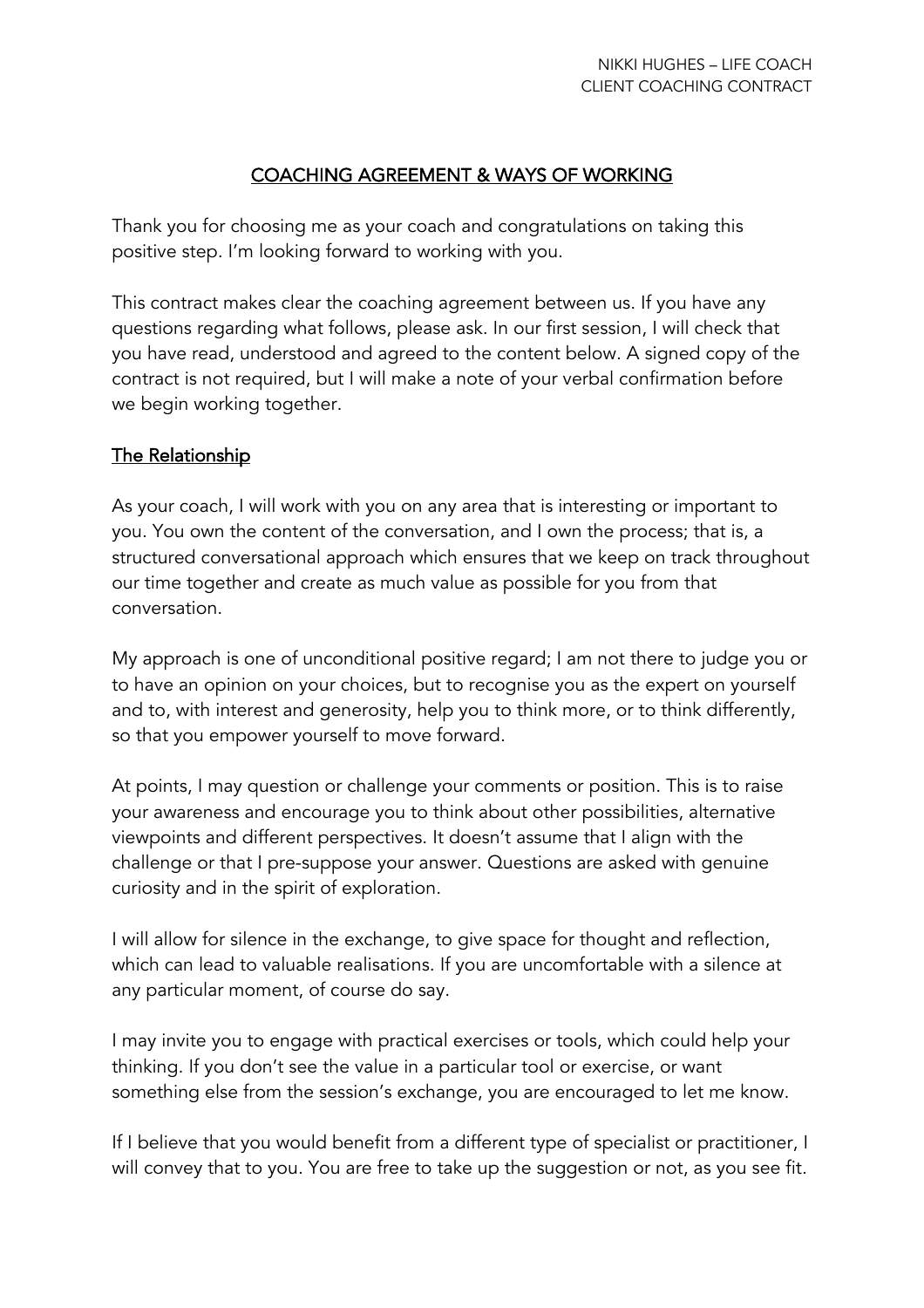# COACHING AGREEMENT & WAYS OF WORKING

Thank you for choosing me as your coach and congratulations on taking this positive step. I'm looking forward to working with you.

This contract makes clear the coaching agreement between us. If you have any questions regarding what follows, please ask. In our first session, I will check that you have read, understood and agreed to the content below. A signed copy of the contract is not required, but I will make a note of your verbal confirmation before we begin working together.

## The Relationship

As your coach, I will work with you on any area that is interesting or important to you. You own the content of the conversation, and I own the process; that is, a structured conversational approach which ensures that we keep on track throughout our time together and create as much value as possible for you from that conversation.

My approach is one of unconditional positive regard; I am not there to judge you or to have an opinion on your choices, but to recognise you as the expert on yourself and to, with interest and generosity, help you to think more, or to think differently, so that you empower yourself to move forward.

At points, I may question or challenge your comments or position. This is to raise your awareness and encourage you to think about other possibilities, alternative viewpoints and different perspectives. It doesn't assume that I align with the challenge or that I pre-suppose your answer. Questions are asked with genuine curiosity and in the spirit of exploration.

I will allow for silence in the exchange, to give space for thought and reflection, which can lead to valuable realisations. If you are uncomfortable with a silence at any particular moment, of course do say.

I may invite you to engage with practical exercises or tools, which could help your thinking. If you don't see the value in a particular tool or exercise, or want something else from the session's exchange, you are encouraged to let me know.

If I believe that you would benefit from a different type of specialist or practitioner, I will convey that to you. You are free to take up the suggestion or not, as you see fit.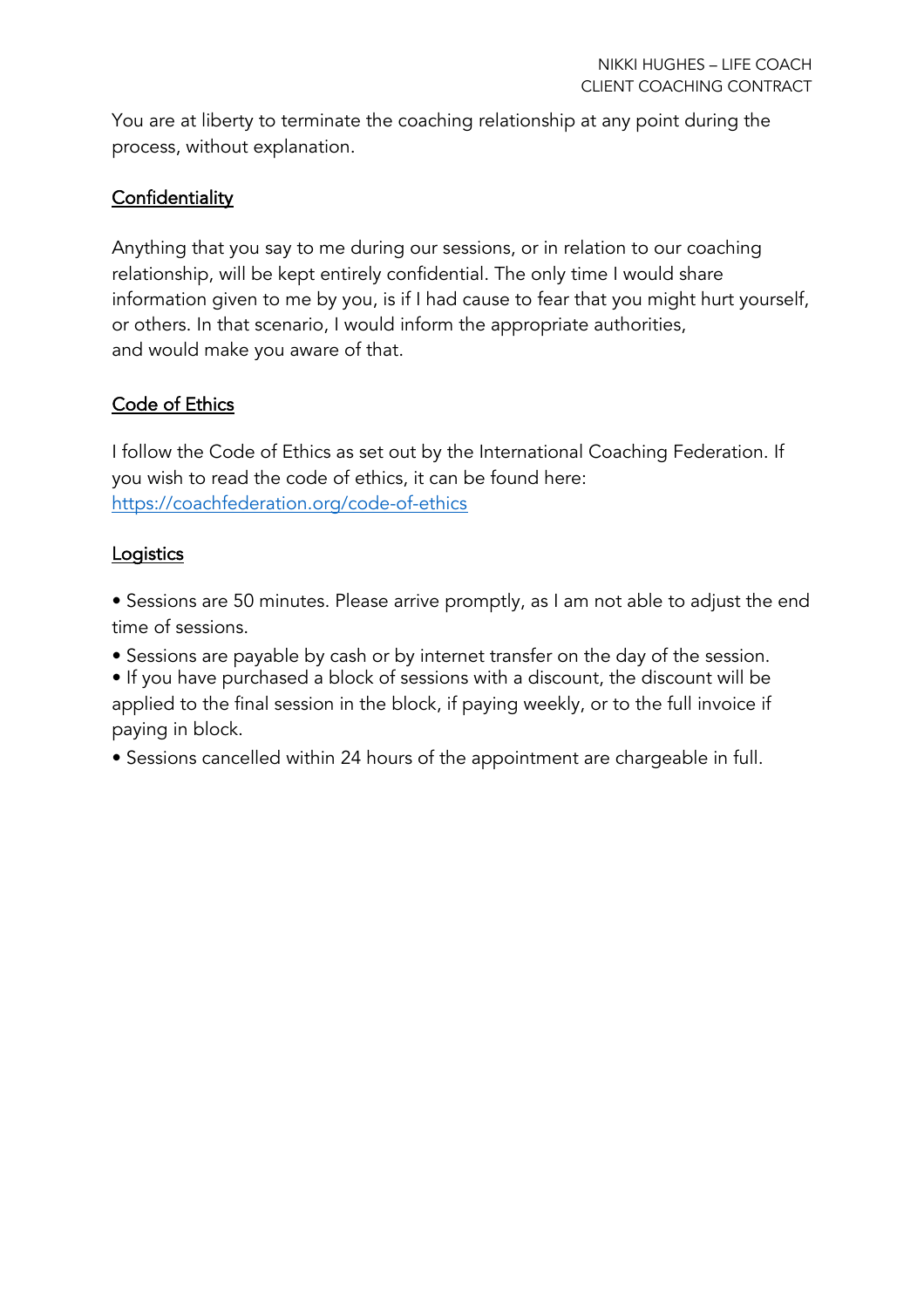You are at liberty to terminate the coaching relationship at any point during the process, without explanation.

## Confidentiality

Anything that you say to me during our sessions, or in relation to our coaching relationship, will be kept entirely confidential. The only time I would share information given to me by you, is if I had cause to fear that you might hurt yourself, or others. In that scenario, I would inform the appropriate authorities, and would make you aware of that.

## Code of Ethics

I follow the Code of Ethics as set out by the International Coaching Federation. If you wish to read the code of ethics, it can be found here: [https://coachfederation.org/code-of-ethics](https://coachfederation.org/code-of-ethics)

## Logistics

- Sessions are 50 minutes. Please arrive promptly, as I am not able to adjust the end time of sessions.
- Sessions are payable by cash or by internet transfer on the day of the session.
- If you have purchased a block of sessions with a discount, the discount will be applied to the final session in the block, if paying weekly, or to the full invoice if paying in block.
- Sessions cancelled within 24 hours of the appointment are chargeable in full.